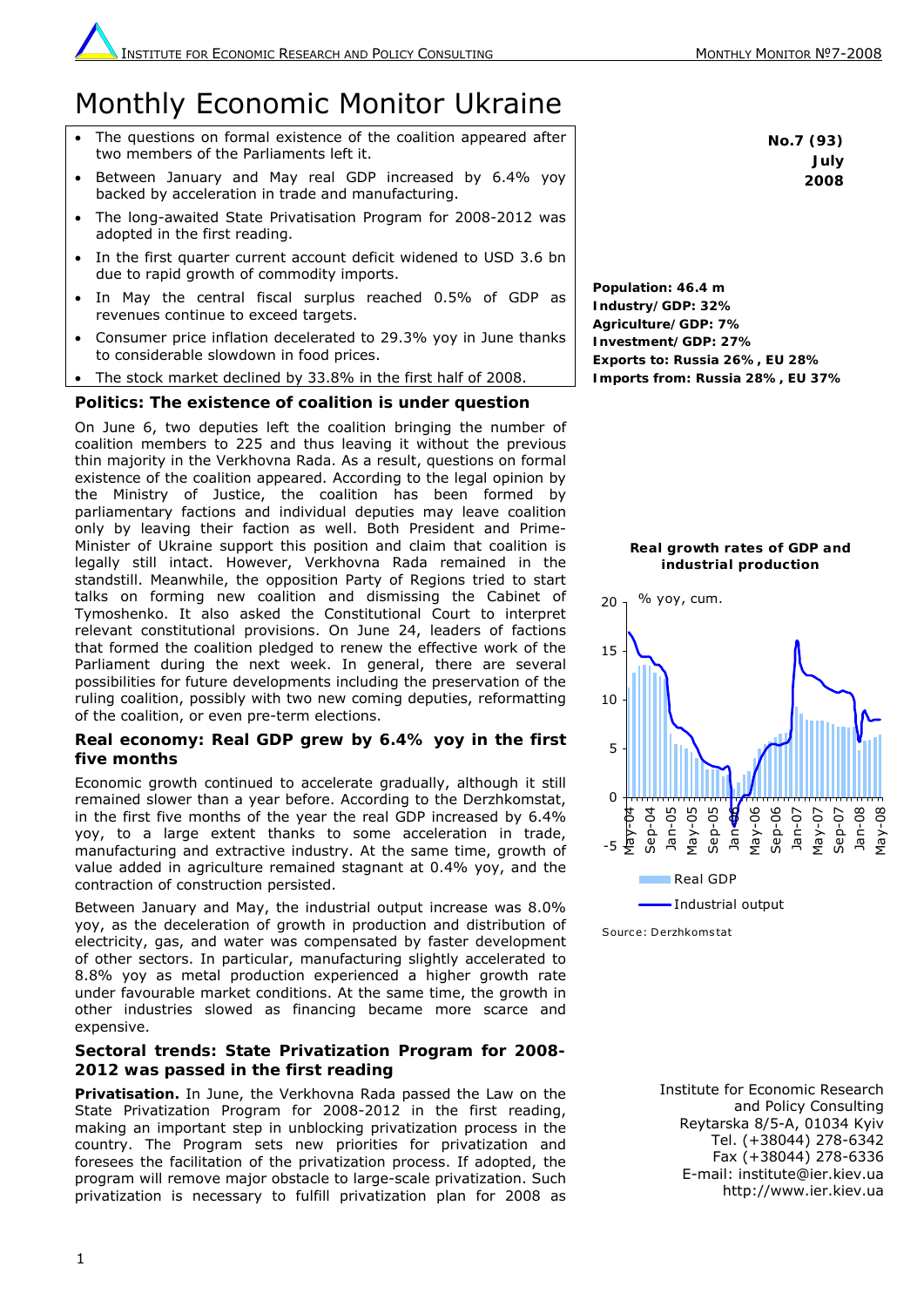# Monthly Economic Monitor Ukraine

**No.7 (93)**
**July**
**2008**

- The questions on formal existence of the coalition appeared after two members of the Parliaments left it.
- Between January and May real GDP increased by 6.4% yoy backed by acceleration in trade and manufacturing.
- The long-awaited State Privatisation Program for 2008-2012 was adopted in the first reading.
- In the first quarter current account deficit widened to USD 3.6 bn due to rapid growth of commodity imports.
- In May the central fiscal surplus reached 0.5% of GDP as revenues continue to exceed targets.
- Consumer price inflation decelerated to 29.3% yoy in June thanks to considerable slowdown in food prices.
- The stock market declined by 33.8% in the first half of 2008.

**Population: 46.4 m**
**Industry/GDP: 32%**
**Agriculture/GDP: 7%**
**Investment/GDP: 27%**
**Exports to: Russia 26%, EU 28%**
**Imports from: Russia 28%, EU 37%**

## Politics: The existence of coalition is under question

On June 6, two deputies left the coalition bringing the number of coalition members to 225 and thus leaving it without the previous thin majority in the Verkhovna Rada. As a result, questions on formal existence of the coalition appeared. According to the legal opinion by the Ministry of Justice, the coalition has been formed by parliamentary factions and individual deputies may leave coalition only by leaving their faction as well. Both President and Prime-Minister of Ukraine support this position and claim that coalition is legally still intact. However, Verkhovna Rada remained in the standstill. Meanwhile, the opposition Party of Regions tried to start talks on forming new coalition and dismissing the Cabinet of Tymoshenko. It also asked the Constitutional Court to interpret relevant constitutional provisions. On June 24, leaders of factions that formed the coalition pledged to renew the effective work of the Parliament during the next week. In general, there are several possibilities for future developments including the preservation of the ruling coalition, possibly with two new coming deputies, reformatting of the coalition, or even pre-term elections.

## Real economy: Real GDP grew by 6.4% yoy in the first five months

Economic growth continued to accelerate gradually, although it still remained slower than a year before. According to the Derzhkomstat, in the first five months of the year the real GDP increased by 6.4% yoy, to a large extent thanks to some acceleration in trade, manufacturing and extractive industry. At the same time, growth of value added in agriculture remained stagnant at 0.4% yoy, and the contraction of construction persisted.

**Real growth rates of GDP and industrial production**

% yoy, cum.

Legend: Real GDP; Industrial output

Source: Derzhkomstat

Between January and May, the industrial output increase was 8.0% yoy, as the deceleration of growth in production and distribution of electricity, gas, and water was compensated by faster development of other sectors. In particular, manufacturing slightly accelerated to 8.8% yoy as metal production experienced a higher growth rate under favourable market conditions. At the same time, the growth in other industries slowed as financing became more scarce and expensive.

## Sectoral trends: State Privatization Program for 2008-2012 was passed in the first reading

**Privatisation.** In June, the Verkhovna Rada passed the Law on the State Privatization Program for 2008-2012 in the first reading, making an important step in unblocking privatization process in the country. The Program sets new priorities for privatization and foresees the facilitation of the privatization process. If adopted, the program will remove major obstacle to large-scale privatization. Such privatization is necessary to fulfill privatization plan for 2008 as

Institute for Economic Research
and Policy Consulting
Reytarska 8/5-A, 01034 Kyiv
Tel. (+38044) 278-6342
Fax (+38044) 278-6336
E-mail: institute@ier.kiev.ua
http://www.ier.kiev.ua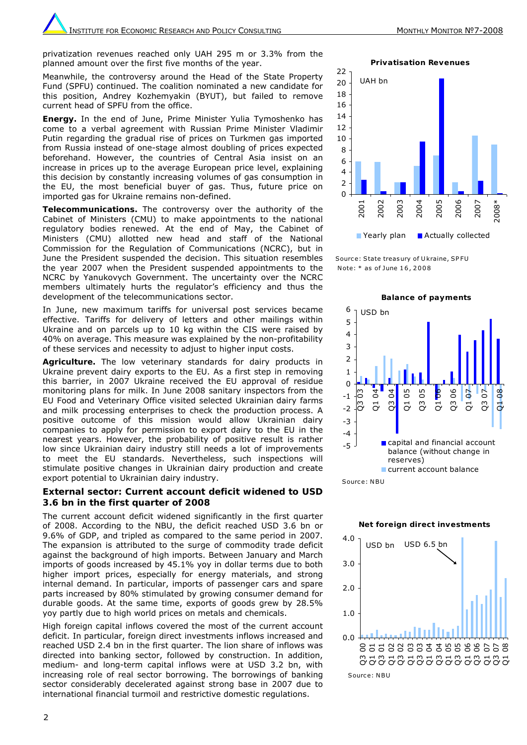privatization revenues reached only UAH 295 m or 3.3% from the planned amount over the first five months of the year.

Meanwhile, the controversy around the Head of the State Property Fund (SPFU) continued. The coalition nominated a new candidate for this position, Andrey Kozhemyakin (BYUT), but failed to remove current head of SPFU from the office.

**Energy.** In the end of June, Prime Minister Yulia Tymoshenko has come to a verbal agreement with Russian Prime Minister Vladimir Putin regarding the gradual rise of prices on Turkmen gas imported from Russia instead of one-stage almost doubling of prices expected beforehand. However, the countries of Central Asia insist on an increase in prices up to the average European price level, explaining this decision by constantly increasing volumes of gas consumption in the EU, the most beneficial buyer of gas. Thus, future price on imported gas for Ukraine remains non-defined.

**Telecommunications.** The controversy over the authority of the Cabinet of Ministers (CMU) to make appointments to the national regulatory bodies renewed. At the end of May, the Cabinet of Ministers (CMU) allotted new head and staff of the National Commission for the Regulation of Communications (NCRC), but in June the President suspended the decision. This situation resembles the year 2007 when the President suspended appointments to the NCRC by Yanukovych Government. The uncertainty over the NCRC members ultimately hurts the regulator's efficiency and thus the development of the telecommunications sector.

In June, new maximum tariffs for universal post services became effective. Tariffs for delivery of letters and other mailings within Ukraine and on parcels up to 10 kg within the CIS were raised by 40% on average. This measure was explained by the non-profitability of these services and necessity to adjust to higher input costs.

**Agriculture.** The low veterinary standards for dairy products in Ukraine prevent dairy exports to the EU. As a first step in removing this barrier, in 2007 Ukraine received the EU approval of residue monitoring plans for milk. In June 2008 sanitary inspectors from the EU Food and Veterinary Office visited selected Ukrainian dairy farms and milk processing enterprises to check the production process. A positive outcome of this mission would allow Ukrainian dairy companies to apply for permission to export dairy to the EU in the nearest years. However, the probability of positive result is rather low since Ukrainian dairy industry still needs a lot of improvements to meet the EU standards. Nevertheless, such inspections will stimulate positive changes in Ukrainian dairy production and create export potential to Ukrainian dairy industry.

### External sector: Current account deficit widened to USD 3.6 bn in the first quarter of 2008

The current account deficit widened significantly in the first quarter of 2008. According to the NBU, the deficit reached USD 3.6 bn or 9.6% of GDP, and tripled as compared to the same period in 2007. The expansion is attributed to the surge of commodity trade deficit against the background of high imports. Between January and March imports of goods increased by 45.1% yoy in dollar terms due to both higher import prices, especially for energy materials, and strong internal demand. In particular, imports of passenger cars and spare parts increased by 80% stimulated by growing consumer demand for durable goods. At the same time, exports of goods grew by 28.5% yoy partly due to high world prices on metals and chemicals.

High foreign capital inflows covered the most of the current account deficit. In particular, foreign direct investments inflows increased and reached USD 2.4 bn in the first quarter. The lion share of inflows was directed into banking sector, followed by construction. In addition, medium- and long-term capital inflows were at USD 3.2 bn, with increasing role of real sector borrowing. The borrowings of banking sector considerably decelerated against strong base in 2007 due to international financial turmoil and restrictive domestic regulations.

**Privatisation Revenues**

Source: State treasury of Ukraine, SPFU
Note: * as of June 16, 2008

**Balance of payments**

Source: NBU

**Net foreign direct investments**

Source: NBU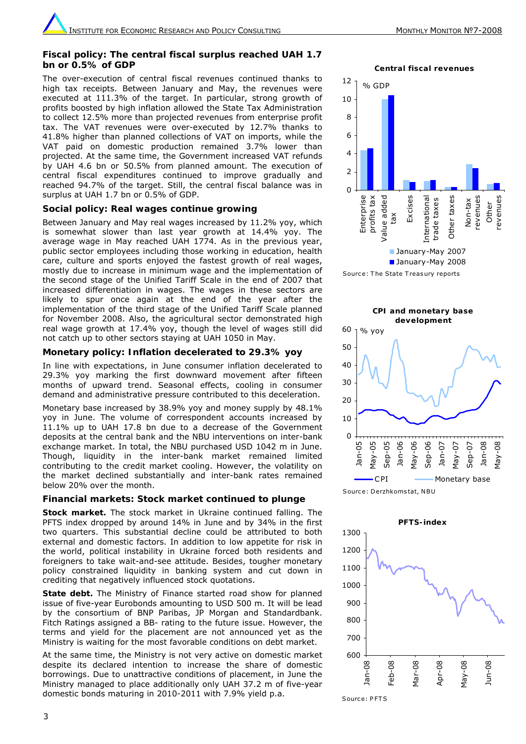## Fiscal policy: The central fiscal surplus reached UAH 1.7 bn or 0.5% of GDP

The over-execution of central fiscal revenues continued thanks to high tax receipts. Between January and May, the revenues were executed at 111.3% of the target. In particular, strong growth of profits boosted by high inflation allowed the State Tax Administration to collect 12.5% more than projected revenues from enterprise profit tax. The VAT revenues were over-executed by 12.7% thanks to 41.8% higher than planned collections of VAT on imports, while the VAT paid on domestic production remained 3.7% lower than projected. At the same time, the Government increased VAT refunds by UAH 4.6 bn or 50.5% from planned amount. The execution of central fiscal expenditures continued to improve gradually and reached 94.7% of the target. Still, the central fiscal balance was in surplus at UAH 1.7 bn or 0.5% of GDP.

## Social policy: Real wages continue growing

Between January and May real wages increased by 11.2% yoy, which is somewhat slower than last year growth at 14.4% yoy. The average wage in May reached UAH 1774. As in the previous year, public sector employees including those working in education, health care, culture and sports enjoyed the fastest growth of real wages, mostly due to increase in minimum wage and the implementation of the second stage of the Unified Tariff Scale in the end of 2007 that increased differentiation in wages. The wages in these sectors are likely to spur once again at the end of the year after the implementation of the third stage of the Unified Tariff Scale planned for November 2008. Also, the agricultural sector demonstrated high real wage growth at 17.4% yoy, though the level of wages still did not catch up to other sectors staying at UAH 1050 in May.

## Monetary policy: Inflation decelerated to 29.3% yoy

In line with expectations, in June consumer inflation decelerated to 29.3% yoy marking the first downward movement after fifteen months of upward trend. Seasonal effects, cooling in consumer demand and administrative pressure contributed to this deceleration.

Monetary base increased by 38.9% yoy and money supply by 48.1% yoy in June. The volume of correspondent accounts increased by 11.1% up to UAH 17.8 bn due to a decrease of the Government deposits at the central bank and the NBU interventions on inter-bank exchange market. In total, the NBU purchased USD 1042 m in June. Though, liquidity in the inter-bank market remained limited contributing to the credit market cooling. However, the volatility on the market declined substantially and inter-bank rates remained below 20% over the month.

## Financial markets: Stock market continued to plunge

**Stock market.** The stock market in Ukraine continued falling. The PFTS index dropped by around 14% in June and by 34% in the first two quarters. This substantial decline could be attributed to both external and domestic factors. In addition to low appetite for risk in the world, political instability in Ukraine forced both residents and foreigners to take wait-and-see attitude. Besides, tougher monetary policy constrained liquidity in banking system and cut down in crediting that negatively influenced stock quotations.

**State debt.** The Ministry of Finance started road show for planned issue of five-year Eurobonds amounting to USD 500 m. It will be lead by the consortium of BNP Paribas, JP Morgan and Standardbank. Fitch Ratings assigned a BB- rating to the future issue. However, the terms and yield for the placement are not announced yet as the Ministry is waiting for the most favorable conditions on debt market.

At the same time, the Ministry is not very active on domestic market despite its declared intention to increase the share of domestic borrowings. Due to unattractive conditions of placement, in June the Ministry managed to place additionally only UAH 37.2 m of five-year domestic bonds maturing in 2010-2011 with 7.9% yield p.a.

**Central fiscal revenues**

Source: The State Treasury reports

**CPI and monetary base development**

Source: Derzhkomstat, NBU

**PFTS-index**

Source: PFTS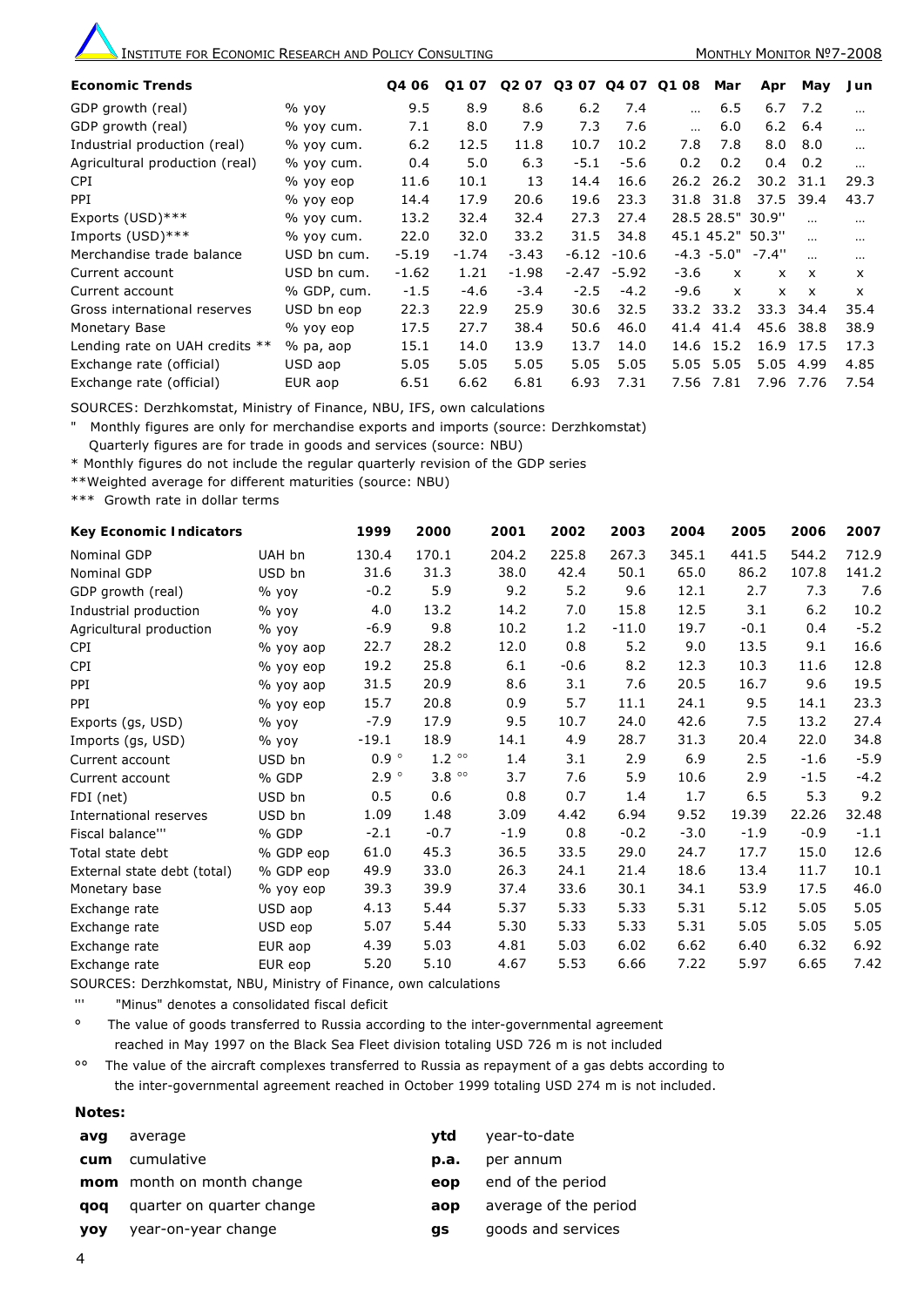| Economic Trends | | Q4 06 | Q1 07 | Q2 07 | Q3 07 | Q4 07 | Q1 08 | Mar | Apr | May | Jun |
|---|---|---|---|---|---|---|---|---|---|---|---|
| GDP growth (real) | % yoy | 9.5 | 8.9 | 8.6 | 6.2 | 7.4 | … | 6.5 | 6.7 | 7.2 | … |
| GDP growth (real) | % yoy cum. | 7.1 | 8.0 | 7.9 | 7.3 | 7.6 | … | 6.0 | 6.2 | 6.4 | … |
| Industrial production (real) | % yoy cum. | 6.2 | 12.5 | 11.8 | 10.7 | 10.2 | 7.8 | 7.8 | 8.0 | 8.0 | … |
| Agricultural production (real) | % yoy cum. | 0.4 | 5.0 | 6.3 | -5.1 | -5.6 | 0.2 | 0.2 | 0.4 | 0.2 | … |
| CPI | % yoy eop | 11.6 | 10.1 | 13 | 14.4 | 16.6 | 26.2 | 26.2 | 30.2 | 31.1 | 29.3 |
| PPI | % yoy eop | 14.4 | 17.9 | 20.6 | 19.6 | 23.3 | 31.8 | 31.8 | 37.5 | 39.4 | 43.7 |
| Exports (USD)*** | % yoy cum. | 13.2 | 32.4 | 32.4 | 27.3 | 27.4 | 28.5 | 28.5" | 30.9" | … | … |
| Imports (USD)*** | % yoy cum. | 22.0 | 32.0 | 33.2 | 31.5 | 34.8 | 45.1 | 45.2" | 50.3" | … | … |
| Merchandise trade balance | USD bn cum. | -5.19 | -1.74 | -3.43 | -6.12 | -10.6 | -4.3 | -5.0" | -7.4" | … | … |
| Current account | USD bn cum. | -1.62 | 1.21 | -1.98 | -2.47 | -5.92 | -3.6 | x | x | x | x |
| Current account | % GDP, cum. | -1.5 | -4.6 | -3.4 | -2.5 | -4.2 | -9.6 | x | x | x | x |
| Gross international reserves | USD bn eop | 22.3 | 22.9 | 25.9 | 30.6 | 32.5 | 33.2 | 33.2 | 33.3 | 34.4 | 35.4 |
| Monetary Base | % yoy eop | 17.5 | 27.7 | 38.4 | 50.6 | 46.0 | 41.4 | 41.4 | 45.6 | 38.8 | 38.9 |
| Lending rate on UAH credits ** | % pa, aop | 15.1 | 14.0 | 13.9 | 13.7 | 14.0 | 14.6 | 15.2 | 16.9 | 17.5 | 17.3 |
| Exchange rate (official) | USD aop | 5.05 | 5.05 | 5.05 | 5.05 | 5.05 | 5.05 | 5.05 | 5.05 | 4.99 | 4.85 |
| Exchange rate (official) | EUR aop | 6.51 | 6.62 | 6.81 | 6.93 | 7.31 | 7.56 | 7.81 | 7.96 | 7.76 | 7.54 |

SOURCES: Derzhkomstat, Ministry of Finance, NBU, IFS, own calculations

" Monthly figures are only for merchandise exports and imports (source: Derzhkomstat)
Quarterly figures are for trade in goods and services (source: NBU)

* Monthly figures do not include the regular quarterly revision of the GDP series

**Weighted average for different maturities (source: NBU)

*** Growth rate in dollar terms

| Key Economic Indicators | | 1999 | 2000 | 2001 | 2002 | 2003 | 2004 | 2005 | 2006 | 2007 |
|---|---|---|---|---|---|---|---|---|---|---|
| Nominal GDP | UAH bn | 130.4 | 170.1 | 204.2 | 225.8 | 267.3 | 345.1 | 441.5 | 544.2 | 712.9 |
| Nominal GDP | USD bn | 31.6 | 31.3 | 38.0 | 42.4 | 50.1 | 65.0 | 86.2 | 107.8 | 141.2 |
| GDP growth (real) | % yoy | -0.2 | 5.9 | 9.2 | 5.2 | 9.6 | 12.1 | 2.7 | 7.3 | 7.6 |
| Industrial production | % yoy | 4.0 | 13.2 | 14.2 | 7.0 | 15.8 | 12.5 | 3.1 | 6.2 | 10.2 |
| Agricultural production | % yoy | -6.9 | 9.8 | 10.2 | 1.2 | -11.0 | 19.7 | -0.1 | 0.4 | -5.2 |
| CPI | % yoy aop | 22.7 | 28.2 | 12.0 | 0.8 | 5.2 | 9.0 | 13.5 | 9.1 | 16.6 |
| CPI | % yoy eop | 19.2 | 25.8 | 6.1 | -0.6 | 8.2 | 12.3 | 10.3 | 11.6 | 12.8 |
| PPI | % yoy aop | 31.5 | 20.9 | 8.6 | 3.1 | 7.6 | 20.5 | 16.7 | 9.6 | 19.5 |
| PPI | % yoy eop | 15.7 | 20.8 | 0.9 | 5.7 | 11.1 | 24.1 | 9.5 | 14.1 | 23.3 |
| Exports (gs, USD) | % yoy | -7.9 | 17.9 | 9.5 | 10.7 | 24.0 | 42.6 | 7.5 | 13.2 | 27.4 |
| Imports (gs, USD) | % yoy | -19.1 | 18.9 | 14.1 | 4.9 | 28.7 | 31.3 | 20.4 | 22.0 | 34.8 |
| Current account | USD bn | 0.9 ° | 1.2 °° | 1.4 | 3.1 | 2.9 | 6.9 | 2.5 | -1.6 | -5.9 |
| Current account | % GDP | 2.9 ° | 3.8 °° | 3.7 | 7.6 | 5.9 | 10.6 | 2.9 | -1.5 | -4.2 |
| FDI (net) | USD bn | 0.5 | 0.6 | 0.8 | 0.7 | 1.4 | 1.7 | 6.5 | 5.3 | 9.2 |
| International reserves | USD bn | 1.09 | 1.48 | 3.09 | 4.42 | 6.94 | 9.52 | 19.39 | 22.26 | 32.48 |
| Fiscal balance''' | % GDP | -2.1 | -0.7 | -1.9 | 0.8 | -0.2 | -3.0 | -1.9 | -0.9 | -1.1 |
| Total state debt | % GDP eop | 61.0 | 45.3 | 36.5 | 33.5 | 29.0 | 24.7 | 17.7 | 15.0 | 12.6 |
| External state debt (total) | % GDP eop | 49.9 | 33.0 | 26.3 | 24.1 | 21.4 | 18.6 | 13.4 | 11.7 | 10.1 |
| Monetary base | % yoy eop | 39.3 | 39.9 | 37.4 | 33.6 | 30.1 | 34.1 | 53.9 | 17.5 | 46.0 |
| Exchange rate | USD aop | 4.13 | 5.44 | 5.37 | 5.33 | 5.33 | 5.31 | 5.12 | 5.05 | 5.05 |
| Exchange rate | USD eop | 5.07 | 5.44 | 5.30 | 5.33 | 5.33 | 5.31 | 5.05 | 5.05 | 5.05 |
| Exchange rate | EUR aop | 4.39 | 5.03 | 4.81 | 5.03 | 6.02 | 6.62 | 6.40 | 6.32 | 6.92 |
| Exchange rate | EUR eop | 5.20 | 5.10 | 4.67 | 5.53 | 6.66 | 7.22 | 5.97 | 6.65 | 7.42 |

SOURCES: Derzhkomstat, NBU, Ministry of Finance, own calculations

''' "Minus" denotes a consolidated fiscal deficit

° The value of goods transferred to Russia according to the inter-governmental agreement reached in May 1997 on the Black Sea Fleet division totaling USD 726 m is not included

°° The value of the aircraft complexes transferred to Russia as repayment of a gas debts according to the inter-governmental agreement reached in October 1999 totaling USD 274 m is not included.

**Notes:**

| | | | |
|---|---|---|---|
| **avg** | average | **ytd** | year-to-date |
| **cum** | cumulative | **p.a.** | per annum |
| **mom** | month on month change | **eop** | end of the period |
| **qoq** | quarter on quarter change | **aop** | average of the period |
| **yoy** | year-on-year change | **gs** | goods and services |